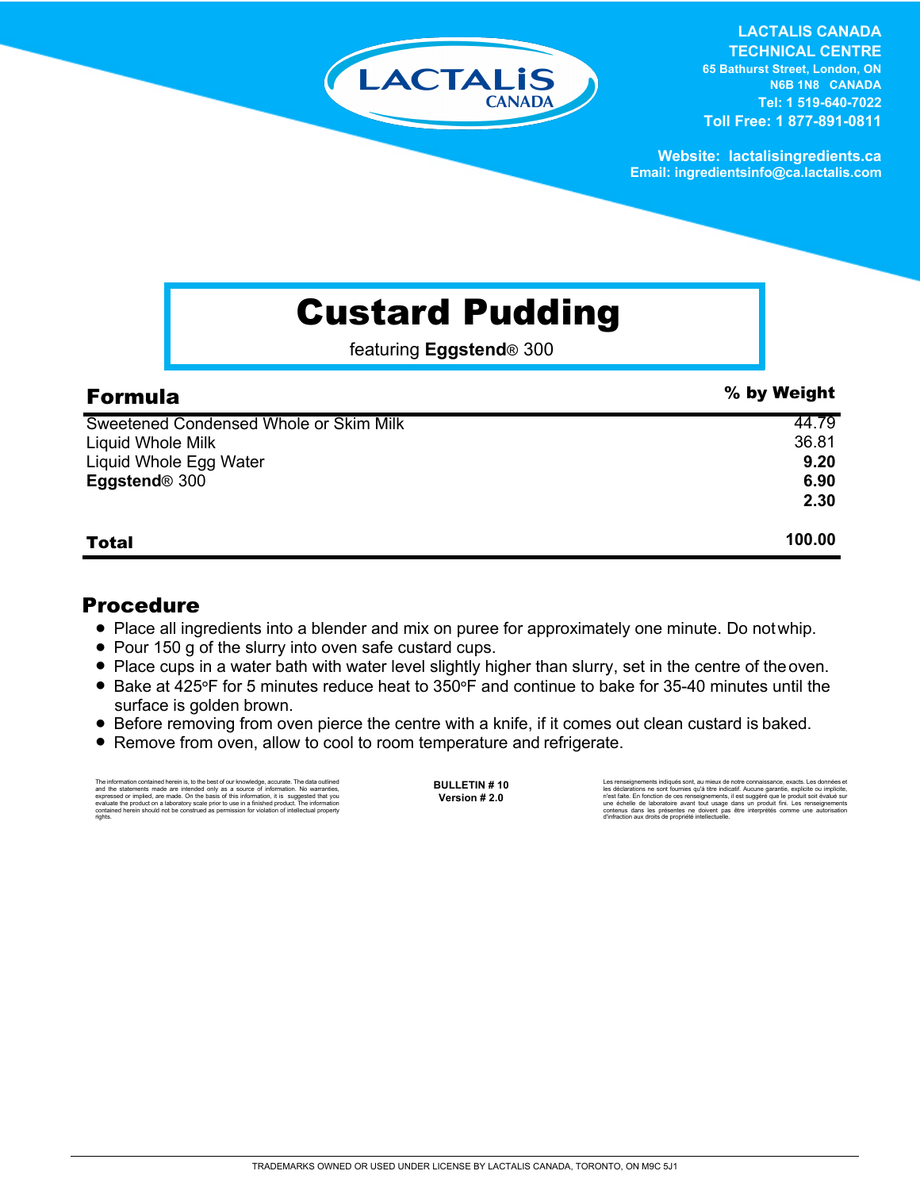LACTALIS CANADA
TECHNICAL CENTRE
65 Bathurst Street, London, ON
N6B 1N8 CANADA
Tel: 1 519-640-7022
Toll Free: 1 877-891-0811

Website: lactalisingredients.ca
Email: ingredientsinfo@ca.lactalis.com

# Custard Pudding

featuring **Eggstend**® 300

| Formula | % by Weight |
|---|---|
| Sweetened Condensed Whole or Skim Milk | 44.79 |
| Liquid Whole Milk | 36.81 |
| Liquid Whole Egg Water | **9.20** |
| **Eggstend**® 300 | **6.90** |
| | **2.30** |
| **Total** | **100.00** |

## Procedure

- Place all ingredients into a blender and mix on puree for approximately one minute. Do not whip.
- Pour 150 g of the slurry into oven safe custard cups.
- Place cups in a water bath with water level slightly higher than slurry, set in the centre of the oven.
- Bake at 425°F for 5 minutes reduce heat to 350°F and continue to bake for 35-40 minutes until the surface is golden brown.
- Before removing from oven pierce the centre with a knife, if it comes out clean custard is baked.
- Remove from oven, allow to cool to room temperature and refrigerate.

The information contained herein is, to the best of our knowledge, accurate. The data outlined and the statements made are intended only as a source of information. No warranties, expressed or implied, are made. On the basis of this information, it is suggested that you evaluate the product on a laboratory scale prior to use in a finished product. The information contained herein should not be construed as permission for violation of intellectual property rights.

**BULLETIN # 10**
**Version # 2.0**

Les renseignements indiqués sont, au mieux de notre connaissance, exacts. Les données et les déclarations ne sont fournies qu'à titre indicatif. Aucune garantie, explicite ou implicite, n'est faite. En fonction de ces renseignements, il est suggéré que le produit soit évalué sur une échelle de laboratoire avant tout usage dans un produit fini. Les renseignements contenus dans les présentes ne doivent pas être interprétés comme une autorisation d'infraction aux droits de propriété intellectuelle.

TRADEMARKS OWNED OR USED UNDER LICENSE BY LACTALIS CANADA, TORONTO, ON M9C 5J1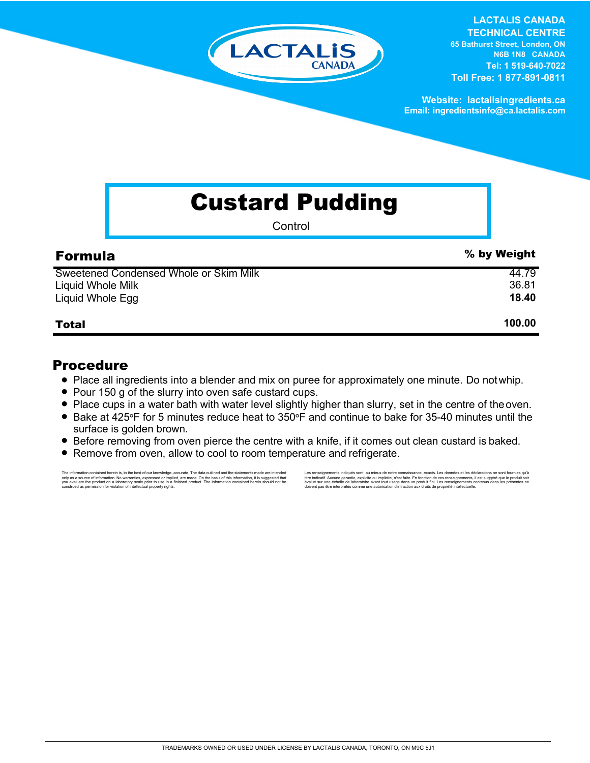LACTALIS CANADA
CANADA

**LACTALIS CANADA TECHNICAL CENTRE**
65 Bathurst Street, London, ON
N6B 1N8 CANADA
Tel: 1 519-640-7022
Toll Free: 1 877-891-0811

Website: lactalisingredients.ca
Email: ingredientsinfo@ca.lactalis.com

# Custard Pudding

Control

| Formula | % by Weight |
|---|---|
| Sweetened Condensed Whole or Skim Milk | 44.79 |
| Liquid Whole Milk | 36.81 |
| Liquid Whole Egg | **18.40** |
| **Total** | **100.00** |

## Procedure

- Place all ingredients into a blender and mix on puree for approximately one minute. Do not whip.
- Pour 150 g of the slurry into oven safe custard cups.
- Place cups in a water bath with water level slightly higher than slurry, set in the centre of the oven.
- Bake at 425°F for 5 minutes reduce heat to 350°F and continue to bake for 35-40 minutes until the surface is golden brown.
- Before removing from oven pierce the centre with a knife, if it comes out clean custard is baked.
- Remove from oven, allow to cool to room temperature and refrigerate.

The information contained herein is, to the best of our knowledge, accurate. The data outlined and the statements made are intended only as a source of information. No warranties, expressed or implied, are made. On the basis of this information, it is suggested that you evaluate the product on a laboratory scale prior to use in a finished product. The information contained herein should not be construed as permission for violation of intellectual property rights.

Les renseignements indiqués sont, au mieux de notre connaissance, exacts. Les données et les déclarations ne sont fournies qu'à titre indicatif. Aucune garantie, explicite ou implicite, n'est faite. En fonction de ces renseignements, il est suggéré que le produit soit évalué sur une échelle de laboratoire avant tout usage dans un produit fini. Les renseignements contenus dans les présentes ne doivent pas être interprétés comme une autorisation d'infraction aux droits de propriété intellectuelle.

TRADEMARKS OWNED OR USED UNDER LICENSE BY LACTALIS CANADA, TORONTO, ON M9C 5J1